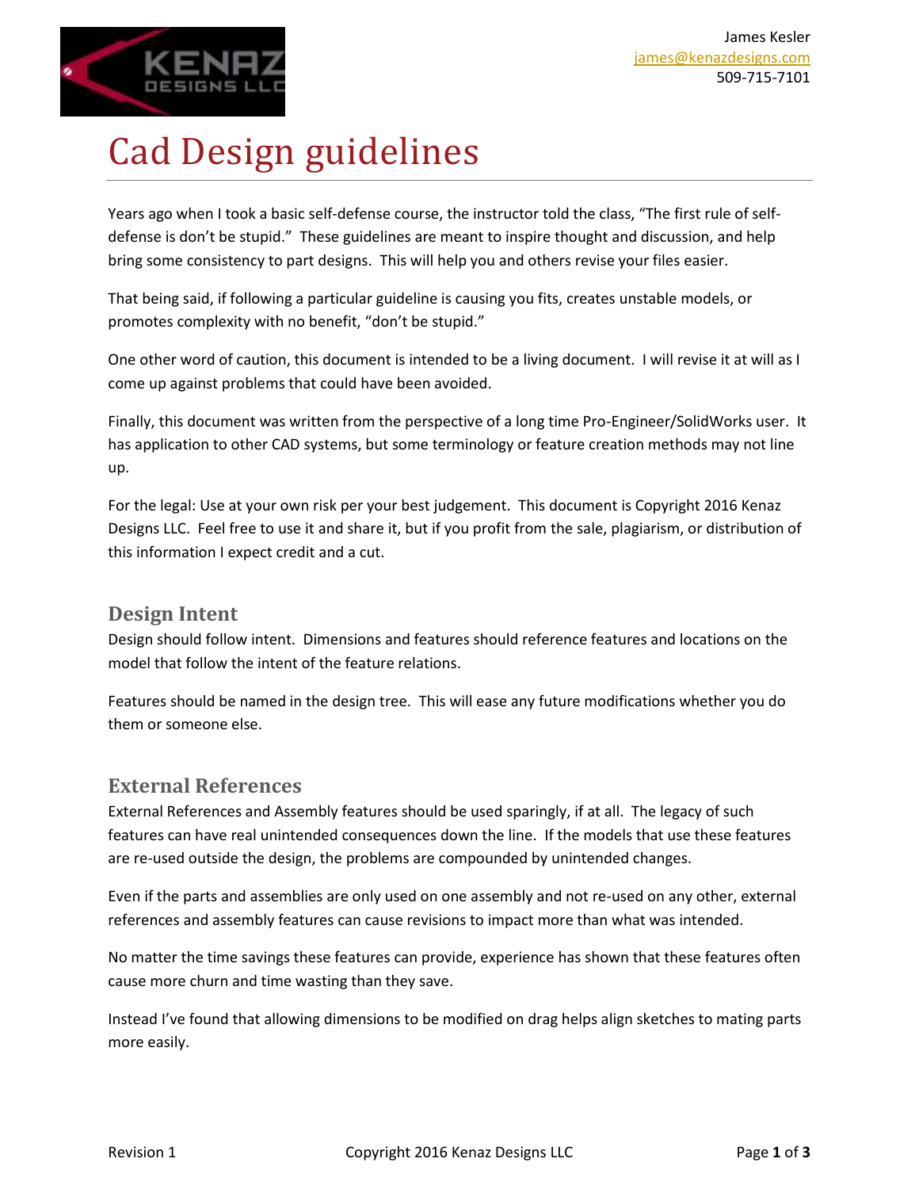James Kesler
james@kenazdesigns.com
509-715-7101

# Cad Design guidelines

Years ago when I took a basic self-defense course, the instructor told the class, "The first rule of self-defense is don't be stupid." These guidelines are meant to inspire thought and discussion, and help bring some consistency to part designs. This will help you and others revise your files easier.

That being said, if following a particular guideline is causing you fits, creates unstable models, or promotes complexity with no benefit, "don't be stupid."

One other word of caution, this document is intended to be a living document. I will revise it at will as I come up against problems that could have been avoided.

Finally, this document was written from the perspective of a long time Pro-Engineer/SolidWorks user. It has application to other CAD systems, but some terminology or feature creation methods may not line up.

For the legal: Use at your own risk per your best judgement. This document is Copyright 2016 Kenaz Designs LLC. Feel free to use it and share it, but if you profit from the sale, plagiarism, or distribution of this information I expect credit and a cut.

## Design Intent

Design should follow intent. Dimensions and features should reference features and locations on the model that follow the intent of the feature relations.

Features should be named in the design tree. This will ease any future modifications whether you do them or someone else.

## External References

External References and Assembly features should be used sparingly, if at all. The legacy of such features can have real unintended consequences down the line. If the models that use these features are re-used outside the design, the problems are compounded by unintended changes.

Even if the parts and assemblies are only used on one assembly and not re-used on any other, external references and assembly features can cause revisions to impact more than what was intended.

No matter the time savings these features can provide, experience has shown that these features often cause more churn and time wasting than they save.

Instead I've found that allowing dimensions to be modified on drag helps align sketches to mating parts more easily.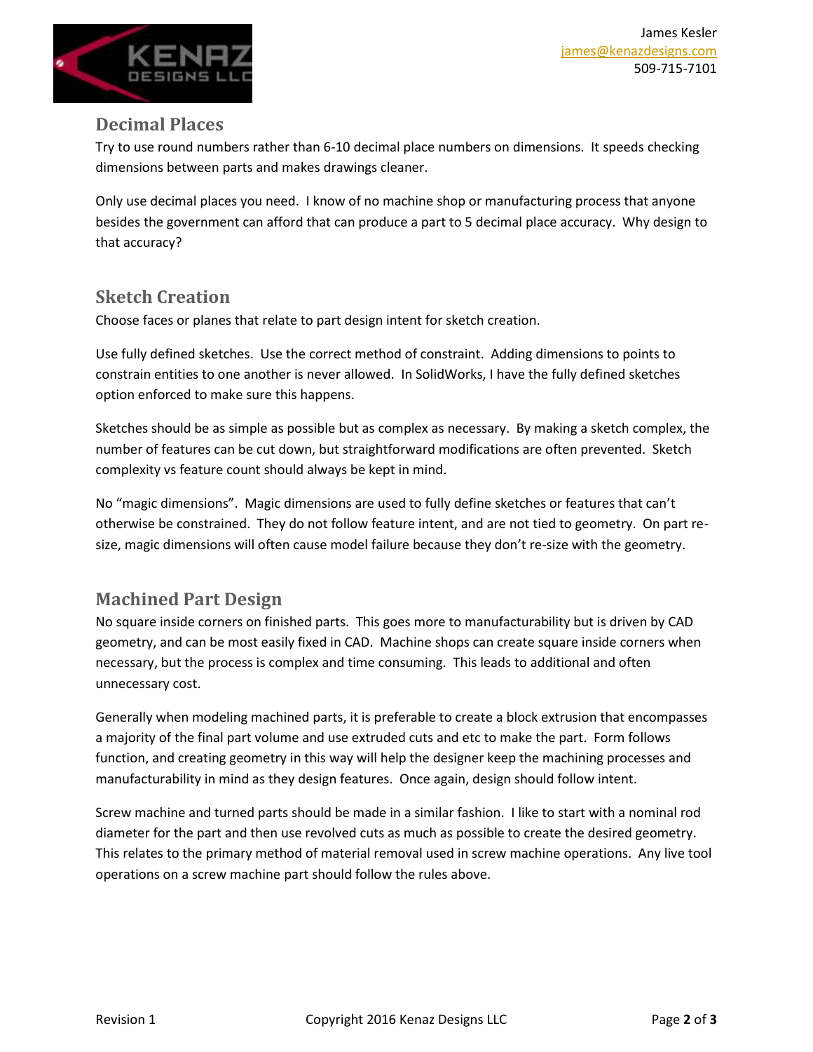## Decimal Places

Try to use round numbers rather than 6-10 decimal place numbers on dimensions. It speeds checking dimensions between parts and makes drawings cleaner.

Only use decimal places you need. I know of no machine shop or manufacturing process that anyone besides the government can afford that can produce a part to 5 decimal place accuracy. Why design to that accuracy?

## Sketch Creation

Choose faces or planes that relate to part design intent for sketch creation.

Use fully defined sketches. Use the correct method of constraint. Adding dimensions to points to constrain entities to one another is never allowed. In SolidWorks, I have the fully defined sketches option enforced to make sure this happens.

Sketches should be as simple as possible but as complex as necessary. By making a sketch complex, the number of features can be cut down, but straightforward modifications are often prevented. Sketch complexity vs feature count should always be kept in mind.

No "magic dimensions". Magic dimensions are used to fully define sketches or features that can't otherwise be constrained. They do not follow feature intent, and are not tied to geometry. On part re-size, magic dimensions will often cause model failure because they don't re-size with the geometry.

## Machined Part Design

No square inside corners on finished parts. This goes more to manufacturability but is driven by CAD geometry, and can be most easily fixed in CAD. Machine shops can create square inside corners when necessary, but the process is complex and time consuming. This leads to additional and often unnecessary cost.

Generally when modeling machined parts, it is preferable to create a block extrusion that encompasses a majority of the final part volume and use extruded cuts and etc to make the part. Form follows function, and creating geometry in this way will help the designer keep the machining processes and manufacturability in mind as they design features. Once again, design should follow intent.

Screw machine and turned parts should be made in a similar fashion. I like to start with a nominal rod diameter for the part and then use revolved cuts as much as possible to create the desired geometry. This relates to the primary method of material removal used in screw machine operations. Any live tool operations on a screw machine part should follow the rules above.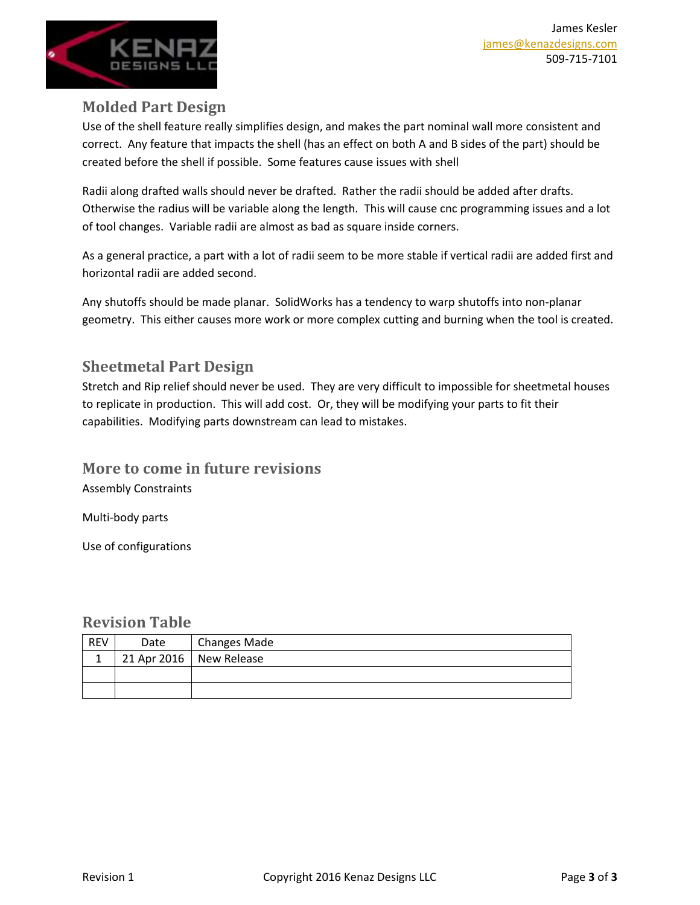James Kesler
james@kenazdesigns.com
509-715-7101

## Molded Part Design

Use of the shell feature really simplifies design, and makes the part nominal wall more consistent and correct. Any feature that impacts the shell (has an effect on both A and B sides of the part) should be created before the shell if possible. Some features cause issues with shell

Radii along drafted walls should never be drafted. Rather the radii should be added after drafts. Otherwise the radius will be variable along the length. This will cause cnc programming issues and a lot of tool changes. Variable radii are almost as bad as square inside corners.

As a general practice, a part with a lot of radii seem to be more stable if vertical radii are added first and horizontal radii are added second.

Any shutoffs should be made planar. SolidWorks has a tendency to warp shutoffs into non-planar geometry. This either causes more work or more complex cutting and burning when the tool is created.

## Sheetmetal Part Design

Stretch and Rip relief should never be used. They are very difficult to impossible for sheetmetal houses to replicate in production. This will add cost. Or, they will be modifying your parts to fit their capabilities. Modifying parts downstream can lead to mistakes.

## More to come in future revisions

Assembly Constraints

Multi-body parts

Use of configurations

## Revision Table

| REV | Date | Changes Made |
| --- | --- | --- |
| 1 | 21 Apr 2016 | New Release |
| | | |
| | | |